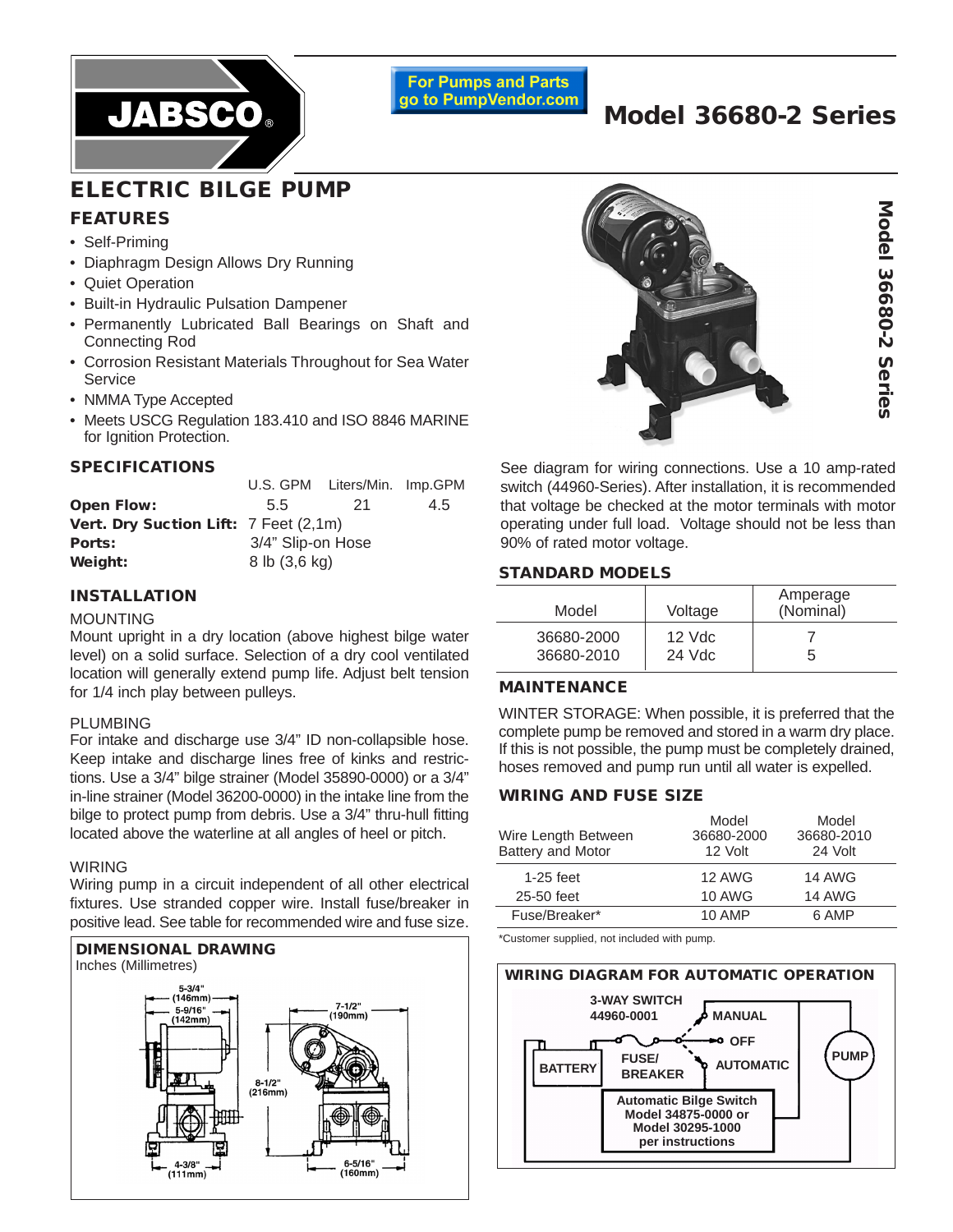JABSCO®

For Pumps and Parts go to PumpVendor.com

# Model 36680-2 Series

## ELECTRIC BILGE PUMP

### FEATURES

- Self-Priming
- Diaphragm Design Allows Dry Running
- Quiet Operation
- Built-in Hydraulic Pulsation Dampener
- Permanently Lubricated Ball Bearings on Shaft and Connecting Rod
- Corrosion Resistant Materials Throughout for Sea Water Service
- NMMA Type Accepted
- Meets USCG Regulation 183.410 and ISO 8846 MARINE for Ignition Protection.

### SPECIFICATIONS

| | U.S. GPM | Liters/Min. | Imp.GPM |
|---|---|---|---|
| **Open Flow:** | 5.5 | 21 | 4.5 |
| **Vert. Dry Suction Lift:** | 7 Feet (2,1m) | | |
| **Ports:** | 3/4" Slip-on Hose | | |
| **Weight:** | 8 lb (3,6 kg) | | |

### INSTALLATION

MOUNTING

Mount upright in a dry location (above highest bilge water level) on a solid surface. Selection of a dry cool ventilated location will generally extend pump life. Adjust belt tension for 1/4 inch play between pulleys.

PLUMBING

For intake and discharge use 3/4" ID non-collapsible hose. Keep intake and discharge lines free of kinks and restrictions. Use a 3/4" bilge strainer (Model 35890-0000) or a 3/4" in-line strainer (Model 36200-0000) in the intake line from the bilge to protect pump from debris. Use a 3/4" thru-hull fitting located above the waterline at all angles of heel or pitch.

WIRING

Wiring pump in a circuit independent of all other electrical fixtures. Use stranded copper wire. Install fuse/breaker in positive lead. See table for recommended wire and fuse size.

### DIMENSIONAL DRAWING

Inches (Millimetres)

5-3/4" (146mm); 5-9/16" (142mm); 7-1/2" (190mm); 8-1/2" (216mm); 4-3/8" (111mm); 6-5/16" (160mm)

See diagram for wiring connections. Use a 10 amp-rated switch (44960-Series). After installation, it is recommended that voltage be checked at the motor terminals with motor operating under full load. Voltage should not be less than 90% of rated motor voltage.

### STANDARD MODELS

| Model | Voltage | Amperage (Nominal) |
|---|---|---|
| 36680-2000 | 12 Vdc | 7 |
| 36680-2010 | 24 Vdc | 5 |

### MAINTENANCE

WINTER STORAGE: When possible, it is preferred that the complete pump be removed and stored in a warm dry place. If this is not possible, the pump must be completely drained, hoses removed and pump run until all water is expelled.

### WIRING AND FUSE SIZE

| Wire Length Between Battery and Motor | Model 36680-2000 12 Volt | Model 36680-2010 24 Volt |
|---|---|---|
| 1-25 feet | 12 AWG | 14 AWG |
| 25-50 feet | 10 AWG | 14 AWG |
| Fuse/Breaker* | 10 AMP | 6 AMP |

*Customer supplied, not included with pump.

### WIRING DIAGRAM FOR AUTOMATIC OPERATION

3-WAY SWITCH 44960-0001; MANUAL; OFF; AUTOMATIC; BATTERY; FUSE/BREAKER; PUMP; Automatic Bilge Switch Model 34875-0000 or Model 30295-1000 per instructions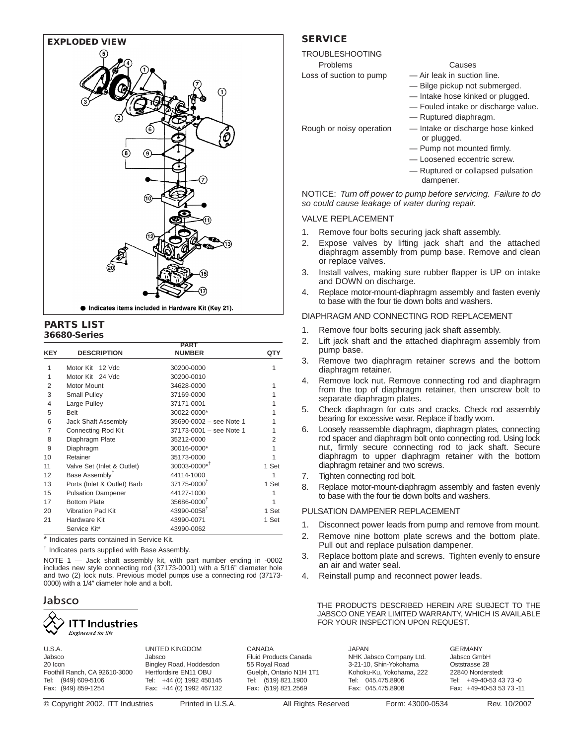## EXPLODED VIEW

● Indicates items included in Hardware Kit (Key 21).

## PARTS LIST
### 36680-Series

| KEY | DESCRIPTION | PART NUMBER | QTY |
|---|---|---|---|
| 1 | Motor Kit 12 Vdc | 30200-0000 | 1 |
| 1 | Motor Kit 24 Vdc | 30200-0010 | |
| 2 | Motor Mount | 34628-0000 | 1 |
| 3 | Small Pulley | 37169-0000 | 1 |
| 4 | Large Pulley | 37171-0001 | 1 |
| 5 | Belt | 30022-0000* | 1 |
| 6 | Jack Shaft Assembly | 35690-0002 – see Note 1 | 1 |
| 7 | Connecting Rod Kit | 37173-0001 – see Note 1 | 1 |
| 8 | Diaphragm Plate | 35212-0000 | 2 |
| 9 | Diaphragm | 30016-0000* | 1 |
| 10 | Retainer | 35173-0000 | 1 |
| 11 | Valve Set (Inlet & Outlet) | 30003-0000*† | 1 Set |
| 12 | Base Assembly† | 44114-1000 | 1 |
| 13 | Ports (Inlet & Outlet) Barb | 37175-0000† | 1 Set |
| 15 | Pulsation Dampener | 44127-1000 | 1 |
| 17 | Bottom Plate | 35686-0000† | 1 |
| 20 | Vibration Pad Kit | 43990-0058† | 1 Set |
| 21 | Hardware Kit | 43990-0071 | 1 Set |
| | Service Kit* | 43990-0062 | |

\* Indicates parts contained in Service Kit.

† Indicates parts supplied with Base Assembly.

NOTE 1 — Jack shaft assembly kit, with part number ending in -0002 includes new style connecting rod (37173-0001) with a 5/16" diameter hole and two (2) lock nuts. Previous model pumps use a connecting rod (37173-0000) with a 1/4" diameter hole and a bolt.

## SERVICE

TROUBLESHOOTING

| Problems | Causes |
|---|---|
| Loss of suction to pump | — Air leak in suction line.<br>— Bilge pickup not submerged.<br>— Intake hose kinked or plugged.<br>— Fouled intake or discharge value.<br>— Ruptured diaphragm. |
| Rough or noisy operation | — Intake or discharge hose kinked or plugged.<br>— Pump not mounted firmly.<br>— Loosened eccentric screw.<br>— Ruptured or collapsed pulsation dampener. |

NOTICE: *Turn off power to pump before servicing. Failure to do so could cause leakage of water during repair.*

VALVE REPLACEMENT

1. Remove four bolts securing jack shaft assembly.
2. Expose valves by lifting jack shaft and the attached diaphragm assembly from pump base. Remove and clean or replace valves.
3. Install valves, making sure rubber flapper is UP on intake and DOWN on discharge.
4. Replace motor-mount-diaphragm assembly and fasten evenly to base with the four tie down bolts and washers.

DIAPHRAGM AND CONNECTING ROD REPLACEMENT

1. Remove four bolts securing jack shaft assembly.
2. Lift jack shaft and the attached diaphragm assembly from pump base.
3. Remove two diaphragm retainer screws and the bottom diaphragm retainer.
4. Remove lock nut. Remove connecting rod and diaphragm from the top of diaphragm retainer, then unscrew bolt to separate diaphragm plates.
5. Check diaphragm for cuts and cracks. Check rod assembly bearing for excessive wear. Replace if badly worn.
6. Loosely reassemble diaphragm, diaphragm plates, connecting rod spacer and diaphragm bolt onto connecting rod. Using lock nut, firmly secure connecting rod to jack shaft. Secure diaphragm to upper diaphragm retainer with the bottom diaphragm retainer and two screws.
7. Tighten connecting rod bolt.
8. Replace motor-mount-diaphragm assembly and fasten evenly to base with the four tie down bolts and washers.

PULSATION DAMPENER REPLACEMENT

1. Disconnect power leads from pump and remove from mount.
2. Remove nine bottom plate screws and the bottom plate. Pull out and replace pulsation dampener.
3. Replace bottom plate and screws. Tighten evenly to ensure an air and water seal.
4. Reinstall pump and reconnect power leads.

THE PRODUCTS DESCRIBED HEREIN ARE SUBJECT TO THE JABSCO ONE YEAR LIMITED WARRANTY, WHICH IS AVAILABLE FOR YOUR INSPECTION UPON REQUEST.

Jabsco

ITT Industries
*Engineered for life*

| U.S.A. | UNITED KINGDOM | CANADA | JAPAN | GERMANY |
|---|---|---|---|---|
| Jabsco | Jabsco | Fluid Products Canada | NHK Jabsco Company Ltd. | Jabsco GmbH |
| 20 Icon | Bingley Road, Hoddesdon | 55 Royal Road | 3-21-10, Shin-Yokohama | Oststrasse 28 |
| Foothill Ranch, CA 92610-3000 | Hertfordsire EN11 OBU | Guelph, Ontario N1H 1T1 | Kohoku-Ku, Yokohama, 222 | 22840 Norderstedt |
| Tel: (949) 609-5106 | Tel: +44 (0) 1992 450145 | Tel: (519) 821.1900 | Tel: 045.475.8906 | Tel: +49-40-53 43 73 -0 |
| Fax: (949) 859-1254 | Fax: +44 (0) 1992 467132 | Fax: (519) 821.2569 | Fax: 045.475.8908 | Fax: +49-40-53 53 73 -11 |

© Copyright 2002, ITT Industries    Printed in U.S.A.    All Rights Reserved    Form: 43000-0534    Rev. 10/2002